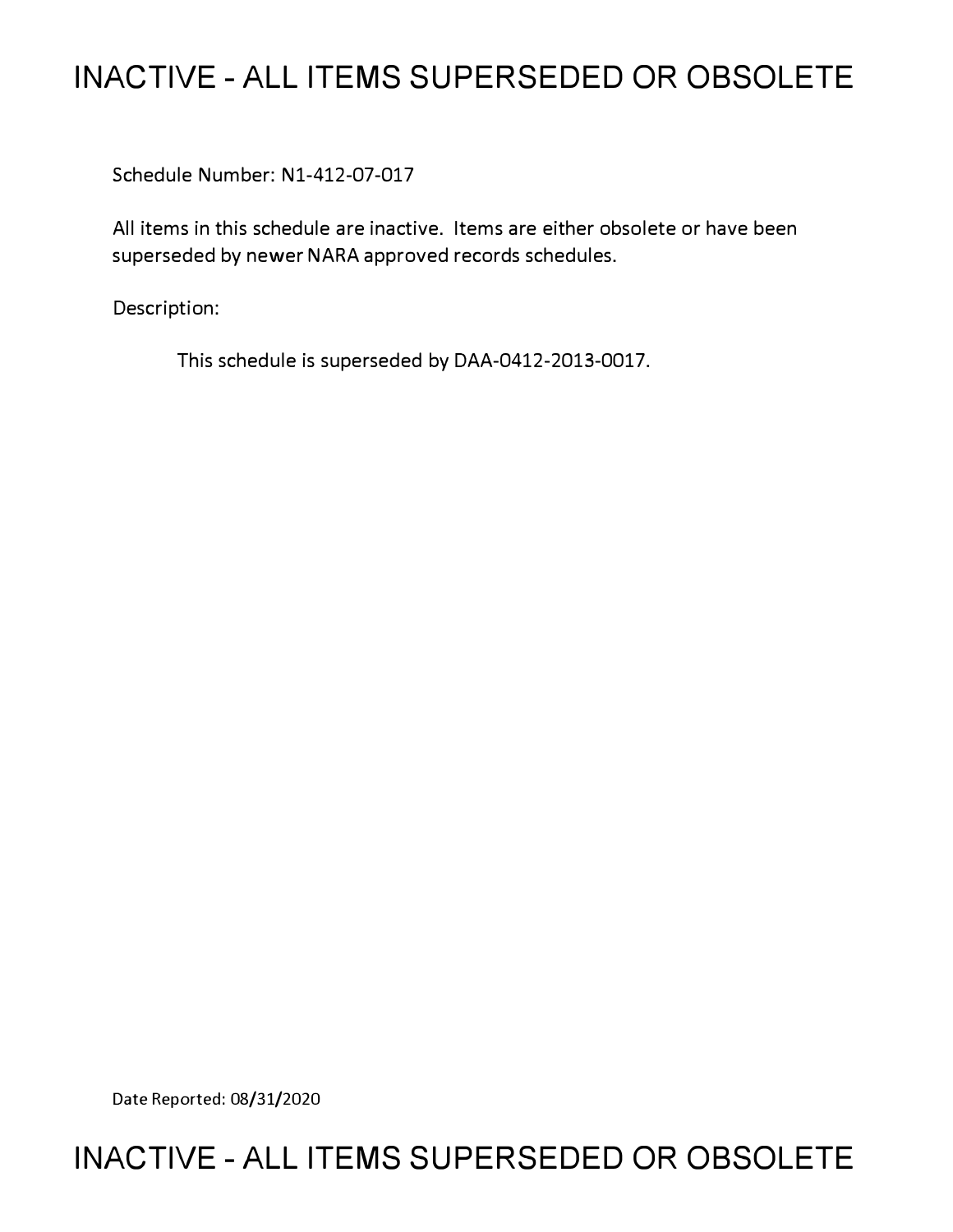# INACTIVE - ALL ITEMS SUPERSEDED OR OBSOLETE

Schedule Number: N1-412-07-017

All items in this schedule are inactive. Items are either obsolete or have been superseded by newer NARA approved records schedules.

Description:

This schedule is superseded by DAA-0412-2013-0017.

Date Reported: 08/31/2020

# INACTIVE - ALL ITEMS SUPERSEDED OR OBSOLETE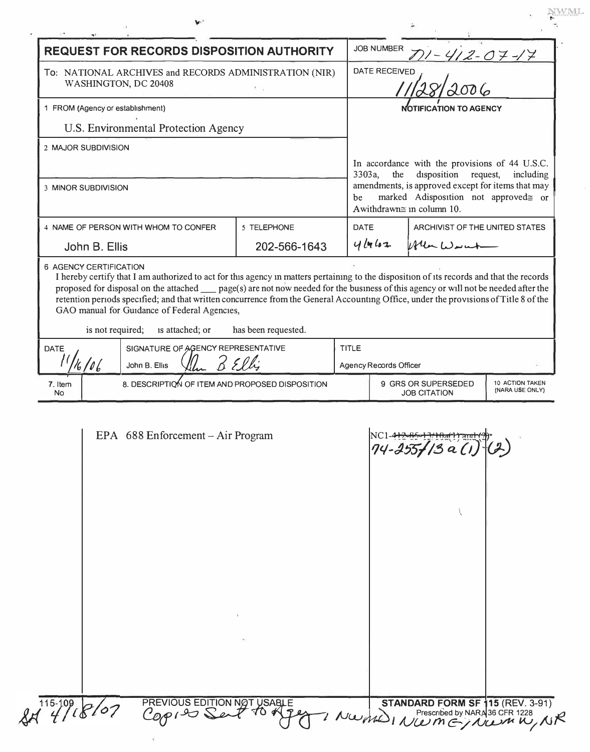NWML

| **REQUEST FOR RECORDS DISPOSITION AUTHORITY** | | JOB NUMBER N1-412-07-17 | |
|---|---|---|---|
| To: NATIONAL ARCHIVES and RECORDS ADMINISTRATION (NIR) WASHINGTON, DC 20408 | | DATE RECEIVED 11/28/2006 | |
| 1 FROM (Agency or establishment) U.S. Environmental Protection Agency | | NOTIFICATION TO AGENCY | |
| 2 MAJOR SUBDIVISION | | In accordance with the provisions of 44 U.S.C. 3303a, the disposition request, including amendments, is approved except for items that may be marked Adisposition not approved≅ or Awithdrawn≅ in column 10. | |
| 3 MINOR SUBDIVISION | | | |
| 4 NAME OF PERSON WITH WHOM TO CONFER John B. Ellis | 5 TELEPHONE 202-566-1643 | DATE 4/16/07 | ARCHIVIST OF THE UNITED STATES Allen Weinstein |

**6 AGENCY CERTIFICATION**

I hereby certify that I am authorized to act for this agency in matters pertaining to the disposition of its records and that the records proposed for disposal on the attached ___ page(s) are not now needed for the business of this agency or will not be needed after the retention periods specified; and that written concurrence from the General Accounting Office, under the provisions of Title 8 of the GAO manual for Guidance of Federal Agencies,

is not required; is attached; or has been requested.

| DATE | SIGNATURE OF AGENCY REPRESENTATIVE | TITLE |
|---|---|---|
| 11/16/06 | John B. Ellis | Agency Records Officer |

| 7. Item No | 8. DESCRIPTION OF ITEM AND PROPOSED DISPOSITION | 9 GRS OR SUPERSEDED JOB CITATION | 10 ACTION TAKEN (NARA USE ONLY) |
|---|---|---|---|
| | EPA 688 Enforcement – Air Program | NC1-~~412-85-17/10a(1) and (2)~~ 74-255/13 a (1) (2) | |

115-109 PREVIOUS EDITION NOT USABLE

STANDARD FORM SF 115 (REV. 3-91)
Prescribed by NARA 36 CFR 1228

SA 4/18/07 Copies Sent to Agency, NWMD, NWME, NWMW, NR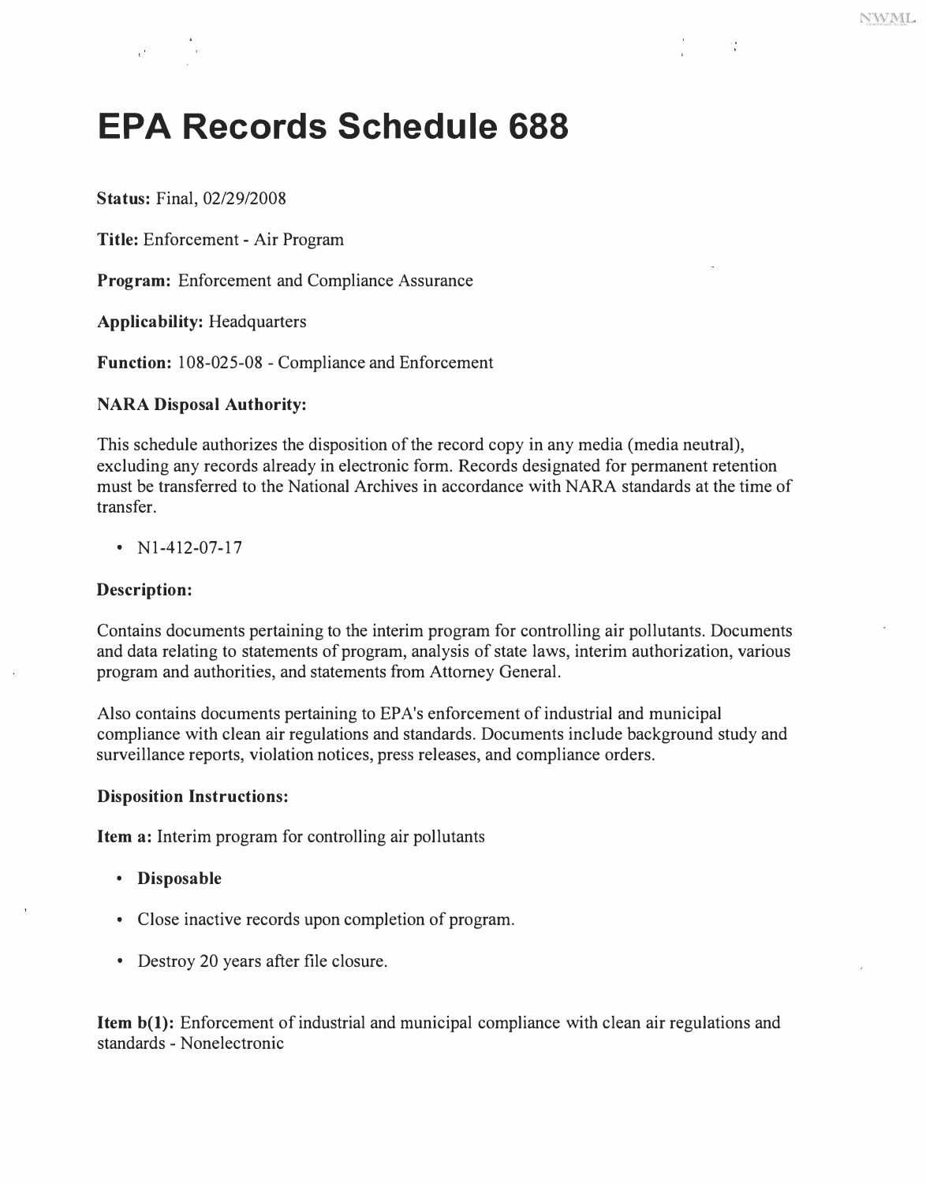# EPA Records Schedule 688

**Status:** Final, 02/29/2008

**Title:** Enforcement - Air Program

**Program:** Enforcement and Compliance Assurance

**Applicability:** Headquarters

**Function:** 108-025-08 - Compliance and Enforcement

**NARA Disposal Authority:**

This schedule authorizes the disposition of the record copy in any media (media neutral), excluding any records already in electronic form. Records designated for permanent retention must be transferred to the National Archives in accordance with NARA standards at the time of transfer.

- N1-412-07-17

**Description:**

Contains documents pertaining to the interim program for controlling air pollutants. Documents and data relating to statements of program, analysis of state laws, interim authorization, various program and authorities, and statements from Attorney General.

Also contains documents pertaining to EPA's enforcement of industrial and municipal compliance with clean air regulations and standards. Documents include background study and surveillance reports, violation notices, press releases, and compliance orders.

**Disposition Instructions:**

**Item a:** Interim program for controlling air pollutants

- **Disposable**
- Close inactive records upon completion of program.
- Destroy 20 years after file closure.

**Item b(1):** Enforcement of industrial and municipal compliance with clean air regulations and standards - Nonelectronic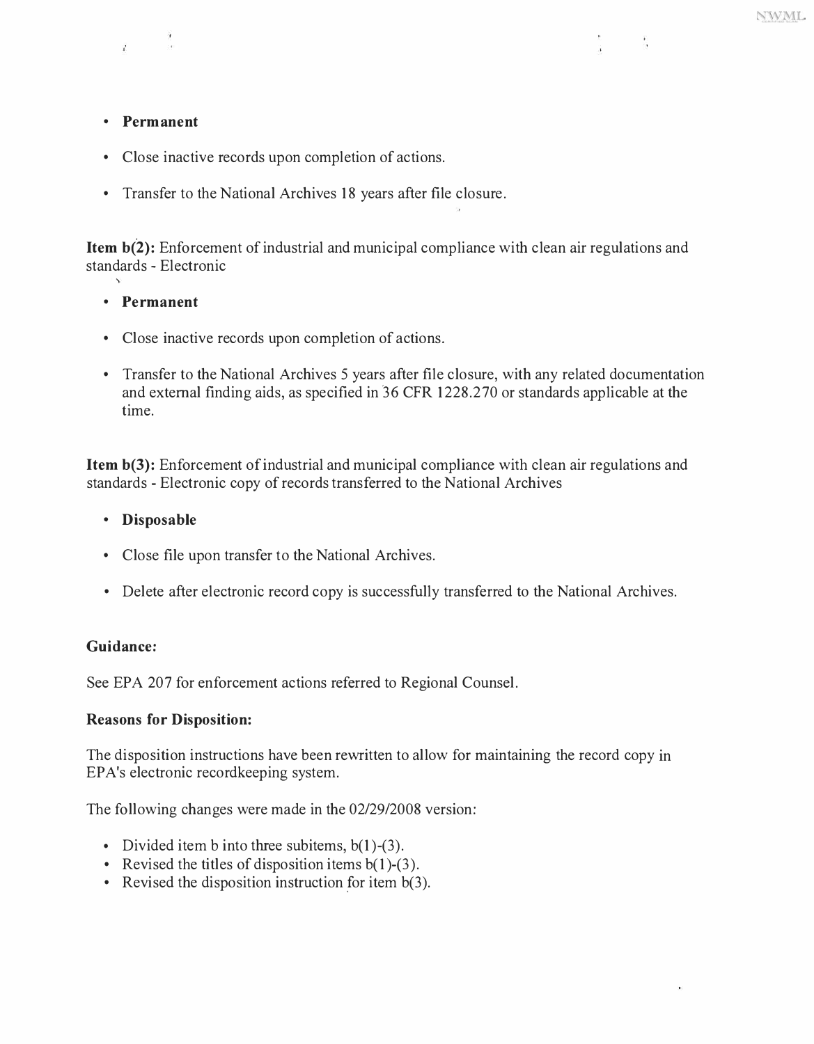- **Permanent**
- Close inactive records upon completion of actions.
- Transfer to the National Archives 18 years after file closure.

**Item b(2):** Enforcement of industrial and municipal compliance with clean air regulations and standards - Electronic

- **Permanent**
- Close inactive records upon completion of actions.
- Transfer to the National Archives 5 years after file closure, with any related documentation and external finding aids, as specified in 36 CFR 1228.270 or standards applicable at the time.

**Item b(3):** Enforcement of industrial and municipal compliance with clean air regulations and standards - Electronic copy of records transferred to the National Archives

- **Disposable**
- Close file upon transfer to the National Archives.
- Delete after electronic record copy is successfully transferred to the National Archives.

**Guidance:**

See EPA 207 for enforcement actions referred to Regional Counsel.

**Reasons for Disposition:**

The disposition instructions have been rewritten to allow for maintaining the record copy in EPA's electronic recordkeeping system.

The following changes were made in the 02/29/2008 version:

- Divided item b into three subitems, b(1)-(3).
- Revised the titles of disposition items b(1)-(3).
- Revised the disposition instruction for item b(3).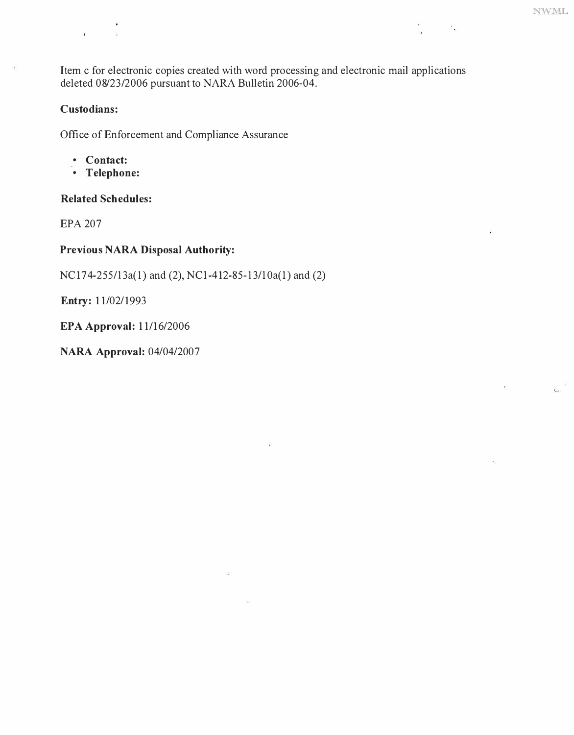Item c for electronic copies created with word processing and electronic mail applications deleted 08/23/2006 pursuant to NARA Bulletin 2006-04.

**Custodians:**

Office of Enforcement and Compliance Assurance

- **Contact:**
- **Telephone:**

**Related Schedules:**

EPA 207

**Previous NARA Disposal Authority:**

NC174-255/13a(1) and (2), NC1-412-85-13/10a(1) and (2)

**Entry:** 11/02/1993

**EPA Approval:** 11/16/2006

**NARA Approval:** 04/04/2007